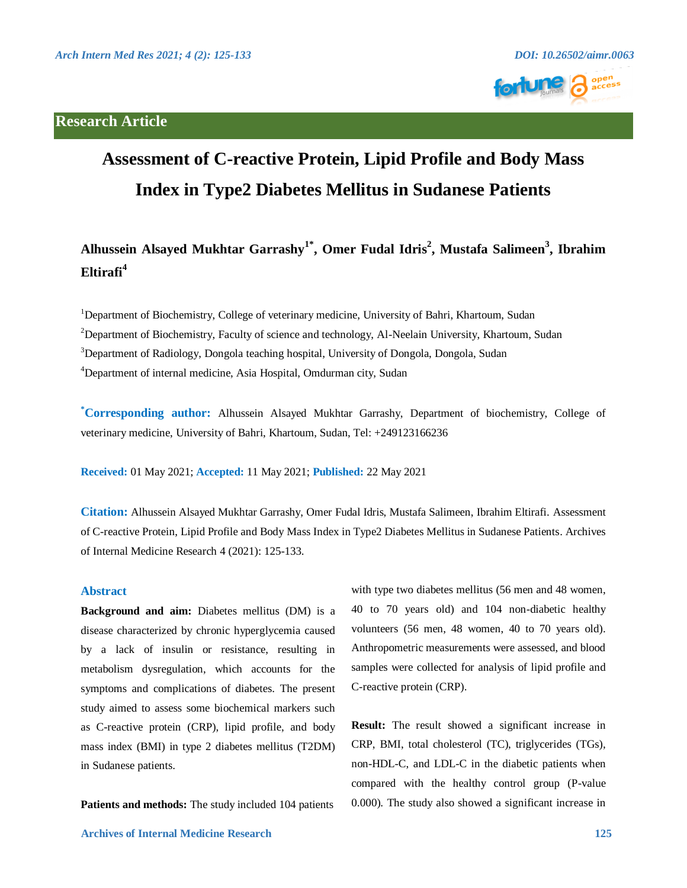Research Article

# Assessment of C-reactive Protein, Lipid Profile and Body Mass Index in Type2 Diabetes Mellitus in Sudanese Patients

**Alhussein Alsayed Mukhtar Garrashy[1*], Omer Fudal Idris[2], Mustafa Salimeen[3], Ibrahim Eltirafi[4]**

[1]Department of Biochemistry, College of veterinary medicine, University of Bahri, Khartoum, Sudan

[2]Department of Biochemistry, Faculty of science and technology, Al-Neelain University, Khartoum, Sudan

[3]Department of Radiology, Dongola teaching hospital, University of Dongola, Dongola, Sudan

[4]Department of internal medicine, Asia Hospital, Omdurman city, Sudan

**[*]Corresponding author:** Alhussein Alsayed Mukhtar Garrashy, Department of biochemistry, College of veterinary medicine, University of Bahri, Khartoum, Sudan, Tel: +249123166236

**Received:** 01 May 2021; **Accepted:** 11 May 2021; **Published:** 22 May 2021

**Citation:** Alhussein Alsayed Mukhtar Garrashy, Omer Fudal Idris, Mustafa Salimeen, Ibrahim Eltirafi. Assessment of C-reactive Protein, Lipid Profile and Body Mass Index in Type2 Diabetes Mellitus in Sudanese Patients. Archives of Internal Medicine Research 4 (2021): 125-133.

## Abstract

**Background and aim:** Diabetes mellitus (DM) is a disease characterized by chronic hyperglycemia caused by a lack of insulin or resistance, resulting in metabolism dysregulation, which accounts for the symptoms and complications of diabetes. The present study aimed to assess some biochemical markers such as C-reactive protein (CRP), lipid profile, and body mass index (BMI) in type 2 diabetes mellitus (T2DM) in Sudanese patients.

**Patients and methods:** The study included 104 patients with type two diabetes mellitus (56 men and 48 women, 40 to 70 years old) and 104 non-diabetic healthy volunteers (56 men, 48 women, 40 to 70 years old). Anthropometric measurements were assessed, and blood samples were collected for analysis of lipid profile and C-reactive protein (CRP).

**Result:** The result showed a significant increase in CRP, BMI, total cholesterol (TC), triglycerides (TGs), non-HDL-C, and LDL-C in the diabetic patients when compared with the healthy control group (P-value 0.000). The study also showed a significant increase in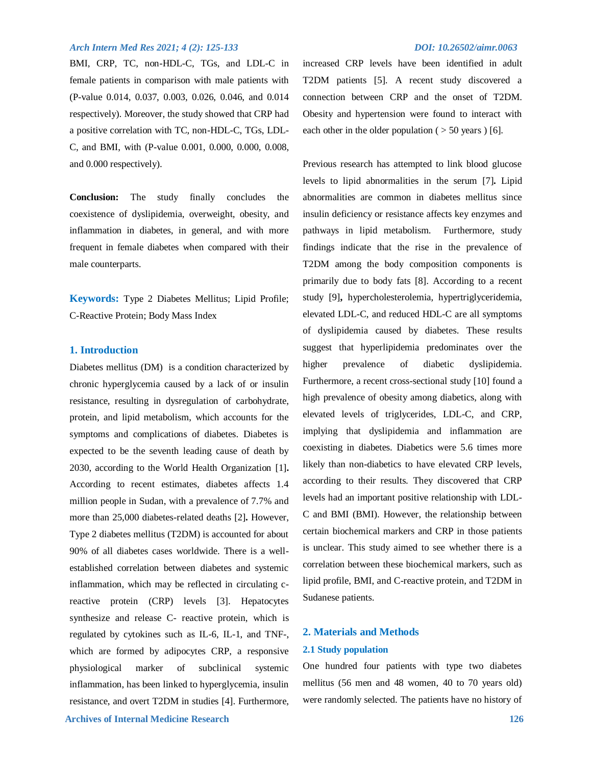BMI, CRP, TC, non-HDL-C, TGs, and LDL-C in female patients in comparison with male patients with (P-value 0.014, 0.037, 0.003, 0.026, 0.046, and 0.014 respectively). Moreover, the study showed that CRP had a positive correlation with TC, non-HDL-C, TGs, LDL-C, and BMI, with (P-value 0.001, 0.000, 0.000, 0.008, and 0.000 respectively).

**Conclusion:** The study finally concludes the coexistence of dyslipidemia, overweight, obesity, and inflammation in diabetes, in general, and with more frequent in female diabetes when compared with their male counterparts.

**Keywords:** Type 2 Diabetes Mellitus; Lipid Profile; C-Reactive Protein; Body Mass Index

## 1. Introduction

Diabetes mellitus (DM) is a condition characterized by chronic hyperglycemia caused by a lack of or insulin resistance, resulting in dysregulation of carbohydrate, protein, and lipid metabolism, which accounts for the symptoms and complications of diabetes. Diabetes is expected to be the seventh leading cause of death by 2030, according to the World Health Organization [1]. According to recent estimates, diabetes affects 1.4 million people in Sudan, with a prevalence of 7.7% and more than 25,000 diabetes-related deaths [2]. However, Type 2 diabetes mellitus (T2DM) is accounted for about 90% of all diabetes cases worldwide. There is a well-established correlation between diabetes and systemic inflammation, which may be reflected in circulating c-reactive protein (CRP) levels [3]. Hepatocytes synthesize and release C- reactive protein, which is regulated by cytokines such as IL-6, IL-1, and TNF-, which are formed by adipocytes CRP, a responsive physiological marker of subclinical systemic inflammation, has been linked to hyperglycemia, insulin resistance, and overt T2DM in studies [4]. Furthermore, increased CRP levels have been identified in adult T2DM patients [5]. A recent study discovered a connection between CRP and the onset of T2DM. Obesity and hypertension were found to interact with each other in the older population ( > 50 years ) [6].

Previous research has attempted to link blood glucose levels to lipid abnormalities in the serum [7]. Lipid abnormalities are common in diabetes mellitus since insulin deficiency or resistance affects key enzymes and pathways in lipid metabolism. Furthermore, study findings indicate that the rise in the prevalence of T2DM among the body composition components is primarily due to body fats [8]. According to a recent study [9], hypercholesterolemia, hypertriglyceridemia, elevated LDL-C, and reduced HDL-C are all symptoms of dyslipidemia caused by diabetes. These results suggest that hyperlipidemia predominates over the higher prevalence of diabetic dyslipidemia. Furthermore, a recent cross-sectional study [10] found a high prevalence of obesity among diabetics, along with elevated levels of triglycerides, LDL-C, and CRP, implying that dyslipidemia and inflammation are coexisting in diabetes. Diabetics were 5.6 times more likely than non-diabetics to have elevated CRP levels, according to their results. They discovered that CRP levels had an important positive relationship with LDL-C and BMI (BMI). However, the relationship between certain biochemical markers and CRP in those patients is unclear. This study aimed to see whether there is a correlation between these biochemical markers, such as lipid profile, BMI, and C-reactive protein, and T2DM in Sudanese patients.

## 2. Materials and Methods

### 2.1 Study population

One hundred four patients with type two diabetes mellitus (56 men and 48 women, 40 to 70 years old) were randomly selected. The patients have no history of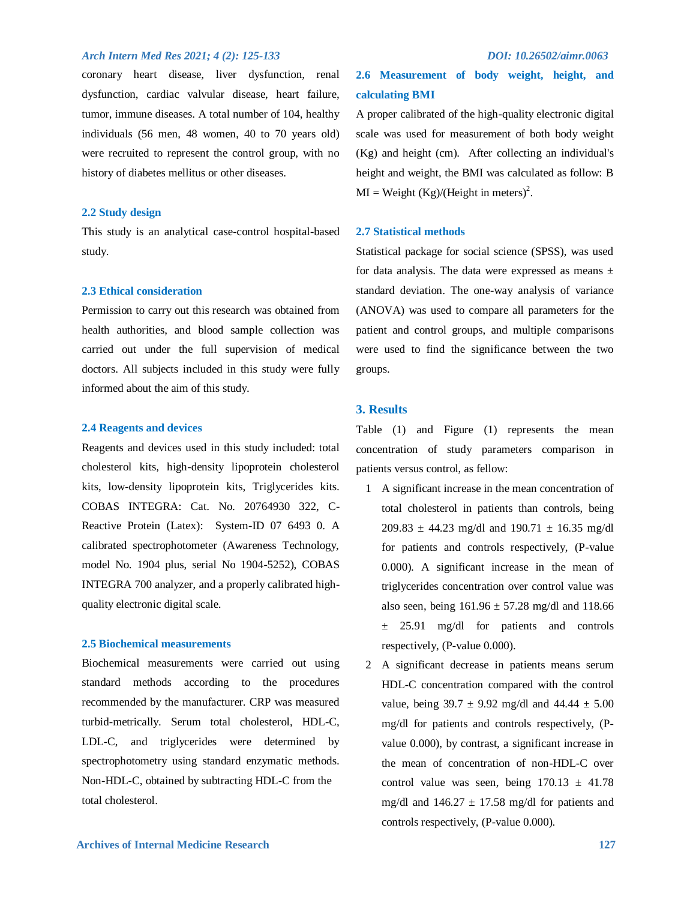coronary heart disease, liver dysfunction, renal dysfunction, cardiac valvular disease, heart failure, tumor, immune diseases. A total number of 104, healthy individuals (56 men, 48 women, 40 to 70 years old) were recruited to represent the control group, with no history of diabetes mellitus or other diseases.

### 2.2 Study design

This study is an analytical case-control hospital-based study.

### 2.3 Ethical consideration

Permission to carry out this research was obtained from health authorities, and blood sample collection was carried out under the full supervision of medical doctors. All subjects included in this study were fully informed about the aim of this study.

### 2.4 Reagents and devices

Reagents and devices used in this study included: total cholesterol kits, high-density lipoprotein cholesterol kits, low-density lipoprotein kits, Triglycerides kits. COBAS INTEGRA: Cat. No. 20764930 322, C-Reactive Protein (Latex): System-ID 07 6493 0. A calibrated spectrophotometer (Awareness Technology, model No. 1904 plus, serial No 1904-5252), COBAS INTEGRA 700 analyzer, and a properly calibrated high-quality electronic digital scale.

### 2.5 Biochemical measurements

Biochemical measurements were carried out using standard methods according to the procedures recommended by the manufacturer. CRP was measured turbid-metrically. Serum total cholesterol, HDL-C, LDL-C, and triglycerides were determined by spectrophotometry using standard enzymatic methods. Non-HDL-C, obtained by subtracting HDL-C from the total cholesterol.

### 2.6 Measurement of body weight, height, and calculating BMI

A proper calibrated of the high-quality electronic digital scale was used for measurement of both body weight (Kg) and height (cm). After collecting an individual's height and weight, the BMI was calculated as follow: BMI = Weight (Kg)/(Height in meters)$^2$.

### 2.7 Statistical methods

Statistical package for social science (SPSS), was used for data analysis. The data were expressed as means ± standard deviation. The one-way analysis of variance (ANOVA) was used to compare all parameters for the patient and control groups, and multiple comparisons were used to find the significance between the two groups.

## 3. Results

Table (1) and Figure (1) represents the mean concentration of study parameters comparison in patients versus control, as fellow:

1. A significant increase in the mean concentration of total cholesterol in patients than controls, being 209.83 ± 44.23 mg/dl and 190.71 ± 16.35 mg/dl for patients and controls respectively, (P-value 0.000). A significant increase in the mean of triglycerides concentration over control value was also seen, being 161.96 ± 57.28 mg/dl and 118.66 ± 25.91 mg/dl for patients and controls respectively, (P-value 0.000).
2. A significant decrease in patients means serum HDL-C concentration compared with the control value, being 39.7 ± 9.92 mg/dl and 44.44 ± 5.00 mg/dl for patients and controls respectively, (P-value 0.000), by contrast, a significant increase in the mean of concentration of non-HDL-C over control value was seen, being 170.13 ± 41.78 mg/dl and 146.27 ± 17.58 mg/dl for patients and controls respectively, (P-value 0.000).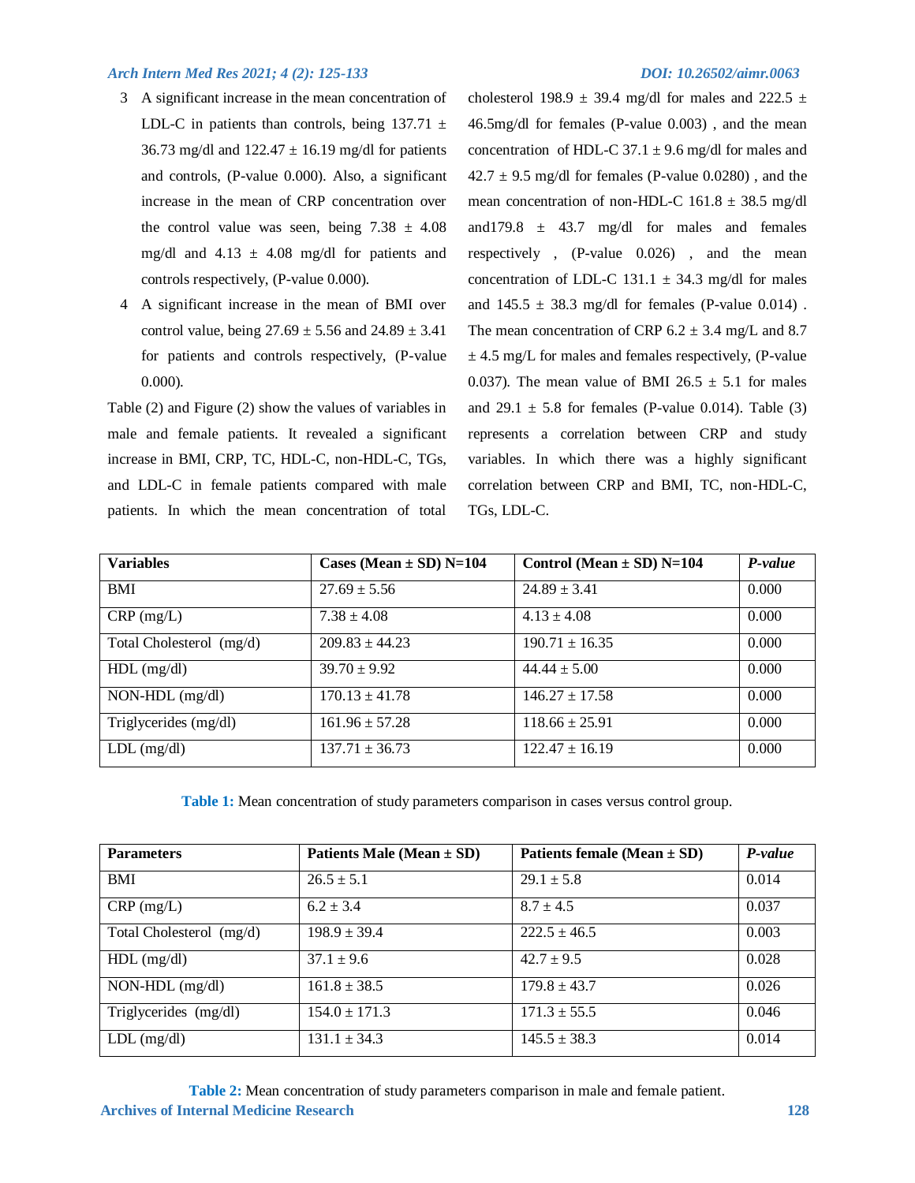3. A significant increase in the mean concentration of LDL-C in patients than controls, being 137.71 ± 36.73 mg/dl and 122.47 ± 16.19 mg/dl for patients and controls, (P-value 0.000). Also, a significant increase in the mean of CRP concentration over the control value was seen, being 7.38 ± 4.08 mg/dl and 4.13 ± 4.08 mg/dl for patients and controls respectively, (P-value 0.000).
4. A significant increase in the mean of BMI over control value, being 27.69 ± 5.56 and 24.89 ± 3.41 for patients and controls respectively, (P-value 0.000).

Table (2) and Figure (2) show the values of variables in male and female patients. It revealed a significant increase in BMI, CRP, TC, HDL-C, non-HDL-C, TGs, and LDL-C in female patients compared with male patients. In which the mean concentration of total cholesterol 198.9 ± 39.4 mg/dl for males and 222.5 ± 46.5mg/dl for females (P-value 0.003) , and the mean concentration of HDL-C 37.1 ± 9.6 mg/dl for males and 42.7 ± 9.5 mg/dl for females (P-value 0.0280) , and the mean concentration of non-HDL-C 161.8 ± 38.5 mg/dl and179.8 ± 43.7 mg/dl for males and females respectively , (P-value 0.026) , and the mean concentration of LDL-C 131.1 ± 34.3 mg/dl for males and 145.5 ± 38.3 mg/dl for females (P-value 0.014) . The mean concentration of CRP 6.2 ± 3.4 mg/L and 8.7 ± 4.5 mg/L for males and females respectively, (P-value 0.037). The mean value of BMI 26.5 ± 5.1 for males and 29.1 ± 5.8 for females (P-value 0.014). Table (3) represents a correlation between CRP and study variables. In which there was a highly significant correlation between CRP and BMI, TC, non-HDL-C, TGs, LDL-C.

| **Variables** | **Cases (Mean ± SD) N=104** | **Control (Mean ± SD) N=104** | ***P-value*** |
|---|---|---|---|
| BMI | 27.69 ± 5.56 | 24.89 ± 3.41 | 0.000 |
| CRP (mg/L) | 7.38 ± 4.08 | 4.13 ± 4.08 | 0.000 |
| Total Cholesterol (mg/d) | 209.83 ± 44.23 | 190.71 ± 16.35 | 0.000 |
| HDL (mg/dl) | 39.70 ± 9.92 | 44.44 ± 5.00 | 0.000 |
| NON-HDL (mg/dl) | 170.13 ± 41.78 | 146.27 ± 17.58 | 0.000 |
| Triglycerides (mg/dl) | 161.96 ± 57.28 | 118.66 ± 25.91 | 0.000 |
| LDL (mg/dl) | 137.71 ± 36.73 | 122.47 ± 16.19 | 0.000 |

**Table 1:** Mean concentration of study parameters comparison in cases versus control group.

| **Parameters** | **Patients Male (Mean ± SD)** | **Patients female (Mean ± SD)** | ***P-value*** |
|---|---|---|---|
| BMI | 26.5 ± 5.1 | 29.1 ± 5.8 | 0.014 |
| CRP (mg/L) | 6.2 ± 3.4 | 8.7 ± 4.5 | 0.037 |
| Total Cholesterol (mg/d) | 198.9 ± 39.4 | 222.5 ± 46.5 | 0.003 |
| HDL (mg/dl) | 37.1 ± 9.6 | 42.7 ± 9.5 | 0.028 |
| NON-HDL (mg/dl) | 161.8 ± 38.5 | 179.8 ± 43.7 | 0.026 |
| Triglycerides (mg/dl) | 154.0 ± 171.3 | 171.3 ± 55.5 | 0.046 |
| LDL (mg/dl) | 131.1 ± 34.3 | 145.5 ± 38.3 | 0.014 |

**Table 2:** Mean concentration of study parameters comparison in male and female patient.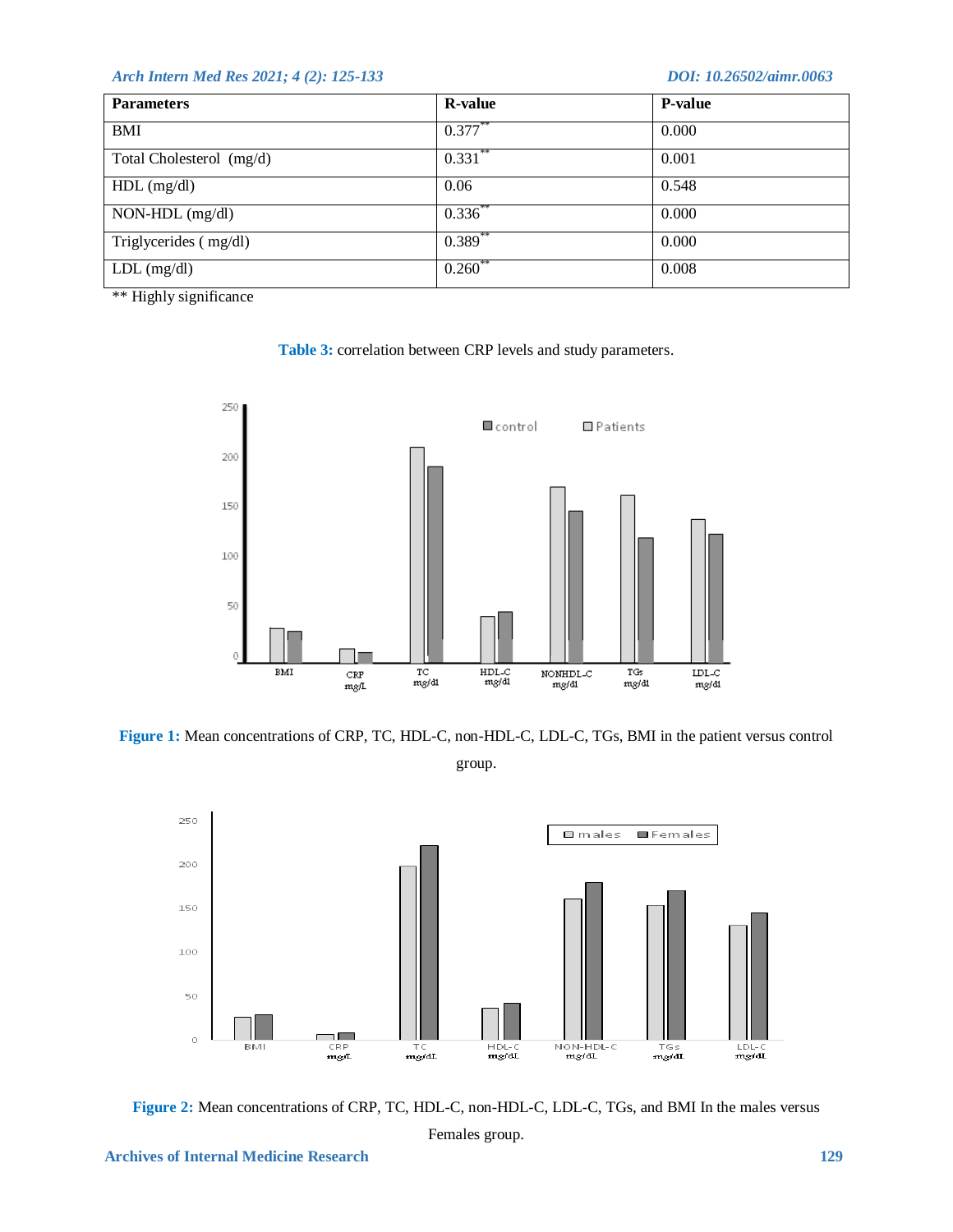| Parameters | R-value | P-value |
|---|---|---|
| BMI | 0.377** | 0.000 |
| Total Cholesterol (mg/d) | 0.331** | 0.001 |
| HDL (mg/dl) | 0.06 | 0.548 |
| NON-HDL (mg/dl) | 0.336** | 0.000 |
| Triglycerides ( mg/dl) | 0.389** | 0.000 |
| LDL (mg/dl) | 0.260** | 0.008 |

** Highly significance

**Table 3:** correlation between CRP levels and study parameters.

**Figure 1:** Mean concentrations of CRP, TC, HDL-C, non-HDL-C, LDL-C, TGs, BMI in the patient versus control group.

**Figure 2:** Mean concentrations of CRP, TC, HDL-C, non-HDL-C, LDL-C, TGs, and BMI In the males versus Females group.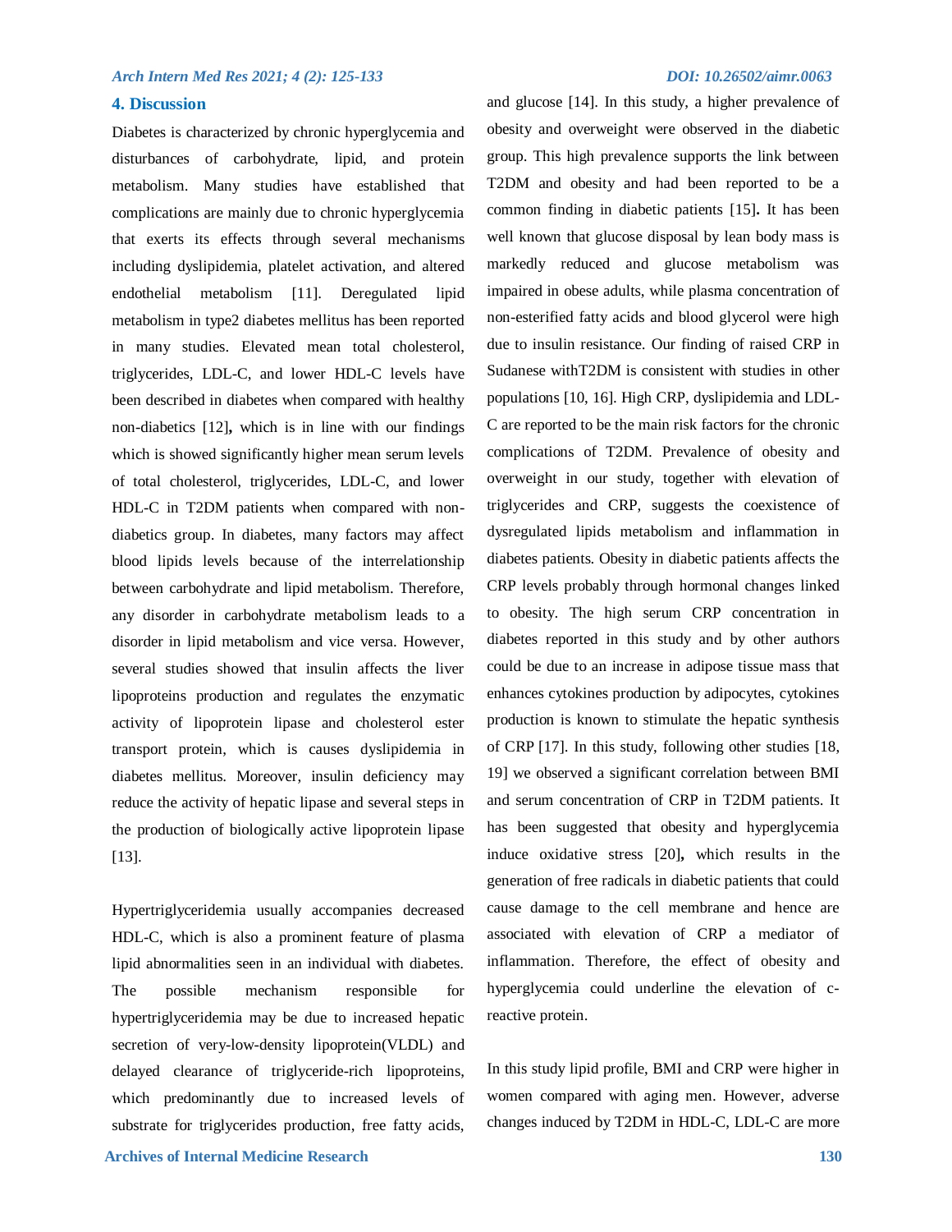## 4. Discussion

Diabetes is characterized by chronic hyperglycemia and disturbances of carbohydrate, lipid, and protein metabolism. Many studies have established that complications are mainly due to chronic hyperglycemia that exerts its effects through several mechanisms including dyslipidemia, platelet activation, and altered endothelial metabolism [11]. Deregulated lipid metabolism in type2 diabetes mellitus has been reported in many studies. Elevated mean total cholesterol, triglycerides, LDL-C, and lower HDL-C levels have been described in diabetes when compared with healthy non-diabetics [12]**,** which is in line with our findings which is showed significantly higher mean serum levels of total cholesterol, triglycerides, LDL-C, and lower HDL-C in T2DM patients when compared with non-diabetics group. In diabetes, many factors may affect blood lipids levels because of the interrelationship between carbohydrate and lipid metabolism. Therefore, any disorder in carbohydrate metabolism leads to a disorder in lipid metabolism and vice versa. However, several studies showed that insulin affects the liver lipoproteins production and regulates the enzymatic activity of lipoprotein lipase and cholesterol ester transport protein, which is causes dyslipidemia in diabetes mellitus. Moreover, insulin deficiency may reduce the activity of hepatic lipase and several steps in the production of biologically active lipoprotein lipase [13].

Hypertriglyceridemia usually accompanies decreased HDL-C, which is also a prominent feature of plasma lipid abnormalities seen in an individual with diabetes. The possible mechanism responsible for hypertriglyceridemia may be due to increased hepatic secretion of very-low-density lipoprotein(VLDL) and delayed clearance of triglyceride-rich lipoproteins, which predominantly due to increased levels of substrate for triglycerides production, free fatty acids, and glucose [14]. In this study, a higher prevalence of obesity and overweight were observed in the diabetic group. This high prevalence supports the link between T2DM and obesity and had been reported to be a common finding in diabetic patients [15]**.** It has been well known that glucose disposal by lean body mass is markedly reduced and glucose metabolism was impaired in obese adults, while plasma concentration of non-esterified fatty acids and blood glycerol were high due to insulin resistance. Our finding of raised CRP in Sudanese withT2DM is consistent with studies in other populations [10, 16]. High CRP, dyslipidemia and LDL-C are reported to be the main risk factors for the chronic complications of T2DM. Prevalence of obesity and overweight in our study, together with elevation of triglycerides and CRP, suggests the coexistence of dysregulated lipids metabolism and inflammation in diabetes patients. Obesity in diabetic patients affects the CRP levels probably through hormonal changes linked to obesity. The high serum CRP concentration in diabetes reported in this study and by other authors could be due to an increase in adipose tissue mass that enhances cytokines production by adipocytes, cytokines production is known to stimulate the hepatic synthesis of CRP [17]. In this study, following other studies [18, 19] we observed a significant correlation between BMI and serum concentration of CRP in T2DM patients. It has been suggested that obesity and hyperglycemia induce oxidative stress [20]**,** which results in the generation of free radicals in diabetic patients that could cause damage to the cell membrane and hence are associated with elevation of CRP a mediator of inflammation. Therefore, the effect of obesity and hyperglycemia could underline the elevation of c-reactive protein.

In this study lipid profile, BMI and CRP were higher in women compared with aging men. However, adverse changes induced by T2DM in HDL-C, LDL-C are more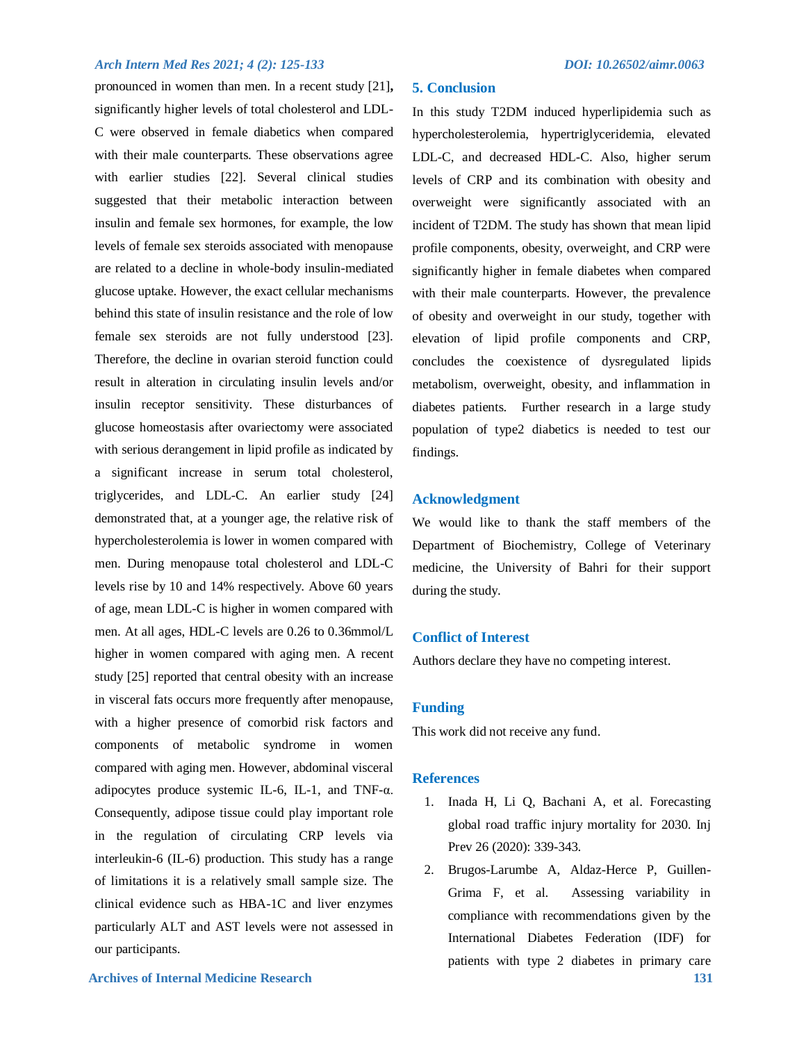pronounced in women than men. In a recent study [21], significantly higher levels of total cholesterol and LDL-C were observed in female diabetics when compared with their male counterparts. These observations agree with earlier studies [22]. Several clinical studies suggested that their metabolic interaction between insulin and female sex hormones, for example, the low levels of female sex steroids associated with menopause are related to a decline in whole-body insulin-mediated glucose uptake. However, the exact cellular mechanisms behind this state of insulin resistance and the role of low female sex steroids are not fully understood [23]. Therefore, the decline in ovarian steroid function could result in alteration in circulating insulin levels and/or insulin receptor sensitivity. These disturbances of glucose homeostasis after ovariectomy were associated with serious derangement in lipid profile as indicated by a significant increase in serum total cholesterol, triglycerides, and LDL-C. An earlier study [24] demonstrated that, at a younger age, the relative risk of hypercholesterolemia is lower in women compared with men. During menopause total cholesterol and LDL-C levels rise by 10 and 14% respectively. Above 60 years of age, mean LDL-C is higher in women compared with men. At all ages, HDL-C levels are 0.26 to 0.36mmol/L higher in women compared with aging men. A recent study [25] reported that central obesity with an increase in visceral fats occurs more frequently after menopause, with a higher presence of comorbid risk factors and components of metabolic syndrome in women compared with aging men. However, abdominal visceral adipocytes produce systemic IL-6, IL-1, and TNF-α. Consequently, adipose tissue could play important role in the regulation of circulating CRP levels via interleukin-6 (IL-6) production. This study has a range of limitations it is a relatively small sample size. The clinical evidence such as HBA-1C and liver enzymes particularly ALT and AST levels were not assessed in our participants.

## 5. Conclusion

In this study T2DM induced hyperlipidemia such as hypercholesterolemia, hypertriglyceridemia, elevated LDL-C, and decreased HDL-C. Also, higher serum levels of CRP and its combination with obesity and overweight were significantly associated with an incident of T2DM. The study has shown that mean lipid profile components, obesity, overweight, and CRP were significantly higher in female diabetes when compared with their male counterparts. However, the prevalence of obesity and overweight in our study, together with elevation of lipid profile components and CRP, concludes the coexistence of dysregulated lipids metabolism, overweight, obesity, and inflammation in diabetes patients. Further research in a large study population of type2 diabetics is needed to test our findings.

## Acknowledgment

We would like to thank the staff members of the Department of Biochemistry, College of Veterinary medicine, the University of Bahri for their support during the study.

## Conflict of Interest

Authors declare they have no competing interest.

## Funding

This work did not receive any fund.

## References

1. Inada H, Li Q, Bachani A, et al. Forecasting global road traffic injury mortality for 2030. Inj Prev 26 (2020): 339-343.
2. Brugos-Larumbe A, Aldaz-Herce P, Guillen-Grima F, et al. Assessing variability in compliance with recommendations given by the International Diabetes Federation (IDF) for patients with type 2 diabetes in primary care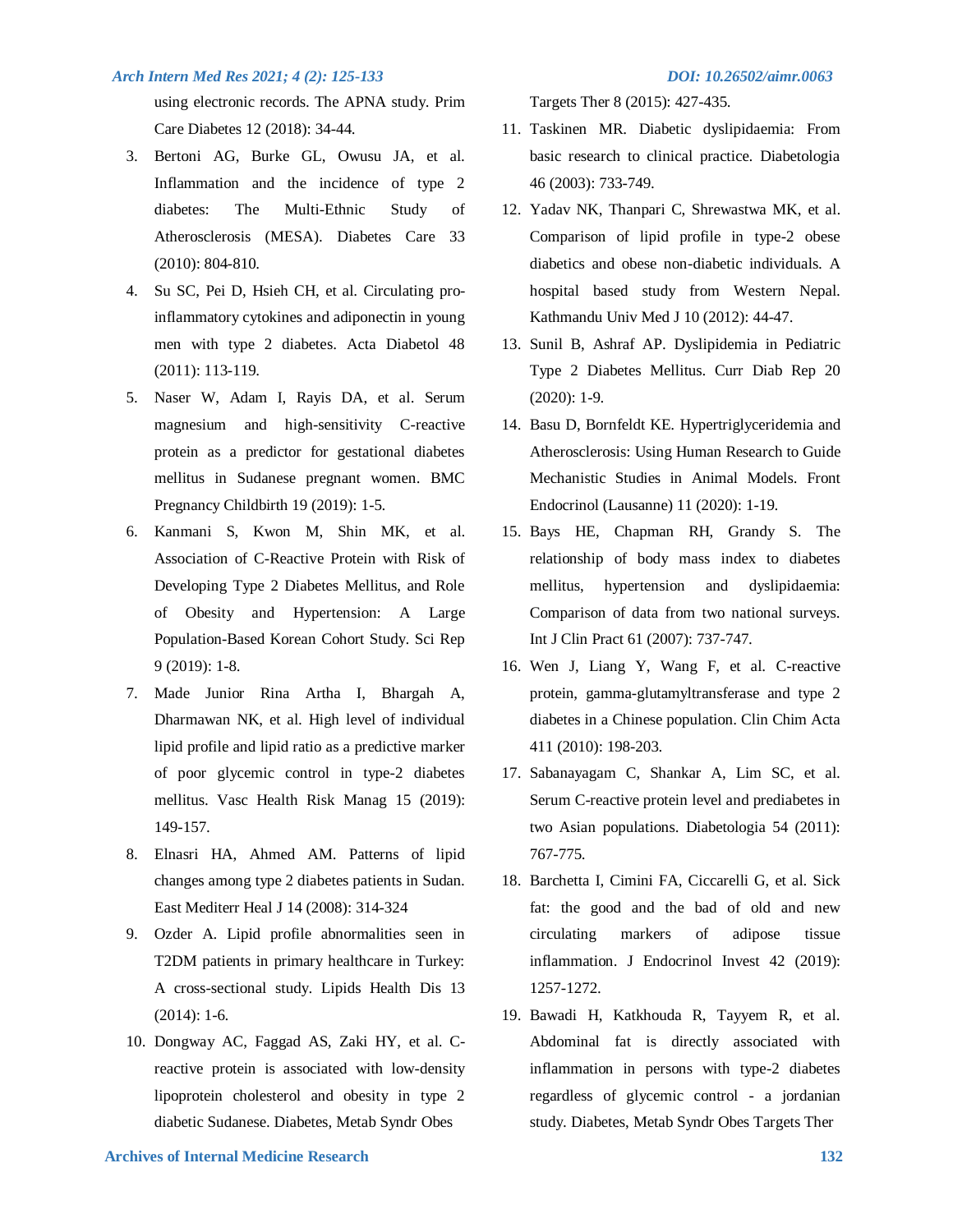using electronic records. The APNA study. Prim Care Diabetes 12 (2018): 34-44.

3. Bertoni AG, Burke GL, Owusu JA, et al. Inflammation and the incidence of type 2 diabetes: The Multi-Ethnic Study of Atherosclerosis (MESA). Diabetes Care 33 (2010): 804-810.
4. Su SC, Pei D, Hsieh CH, et al. Circulating pro-inflammatory cytokines and adiponectin in young men with type 2 diabetes. Acta Diabetol 48 (2011): 113-119.
5. Naser W, Adam I, Rayis DA, et al. Serum magnesium and high-sensitivity C-reactive protein as a predictor for gestational diabetes mellitus in Sudanese pregnant women. BMC Pregnancy Childbirth 19 (2019): 1-5.
6. Kanmani S, Kwon M, Shin MK, et al. Association of C-Reactive Protein with Risk of Developing Type 2 Diabetes Mellitus, and Role of Obesity and Hypertension: A Large Population-Based Korean Cohort Study. Sci Rep 9 (2019): 1-8.
7. Made Junior Rina Artha I, Bhargah A, Dharmawan NK, et al. High level of individual lipid profile and lipid ratio as a predictive marker of poor glycemic control in type-2 diabetes mellitus. Vasc Health Risk Manag 15 (2019): 149-157.
8. Elnasri HA, Ahmed AM. Patterns of lipid changes among type 2 diabetes patients in Sudan. East Mediterr Heal J 14 (2008): 314-324
9. Ozder A. Lipid profile abnormalities seen in T2DM patients in primary healthcare in Turkey: A cross-sectional study. Lipids Health Dis 13 (2014): 1-6.
10. Dongway AC, Faggad AS, Zaki HY, et al. C-reactive protein is associated with low-density lipoprotein cholesterol and obesity in type 2 diabetic Sudanese. Diabetes, Metab Syndr Obes Targets Ther 8 (2015): 427-435.
11. Taskinen MR. Diabetic dyslipidaemia: From basic research to clinical practice. Diabetologia 46 (2003): 733-749.
12. Yadav NK, Thanpari C, Shrewastwa MK, et al. Comparison of lipid profile in type-2 obese diabetics and obese non-diabetic individuals. A hospital based study from Western Nepal. Kathmandu Univ Med J 10 (2012): 44-47.
13. Sunil B, Ashraf AP. Dyslipidemia in Pediatric Type 2 Diabetes Mellitus. Curr Diab Rep 20 (2020): 1-9.
14. Basu D, Bornfeldt KE. Hypertriglyceridemia and Atherosclerosis: Using Human Research to Guide Mechanistic Studies in Animal Models. Front Endocrinol (Lausanne) 11 (2020): 1-19.
15. Bays HE, Chapman RH, Grandy S. The relationship of body mass index to diabetes mellitus, hypertension and dyslipidaemia: Comparison of data from two national surveys. Int J Clin Pract 61 (2007): 737-747.
16. Wen J, Liang Y, Wang F, et al. C-reactive protein, gamma-glutamyltransferase and type 2 diabetes in a Chinese population. Clin Chim Acta 411 (2010): 198-203.
17. Sabanayagam C, Shankar A, Lim SC, et al. Serum C-reactive protein level and prediabetes in two Asian populations. Diabetologia 54 (2011): 767-775.
18. Barchetta I, Cimini FA, Ciccarelli G, et al. Sick fat: the good and the bad of old and new circulating markers of adipose tissue inflammation. J Endocrinol Invest 42 (2019): 1257-1272.
19. Bawadi H, Katkhouda R, Tayyem R, et al. Abdominal fat is directly associated with inflammation in persons with type-2 diabetes regardless of glycemic control - a jordanian study. Diabetes, Metab Syndr Obes Targets Ther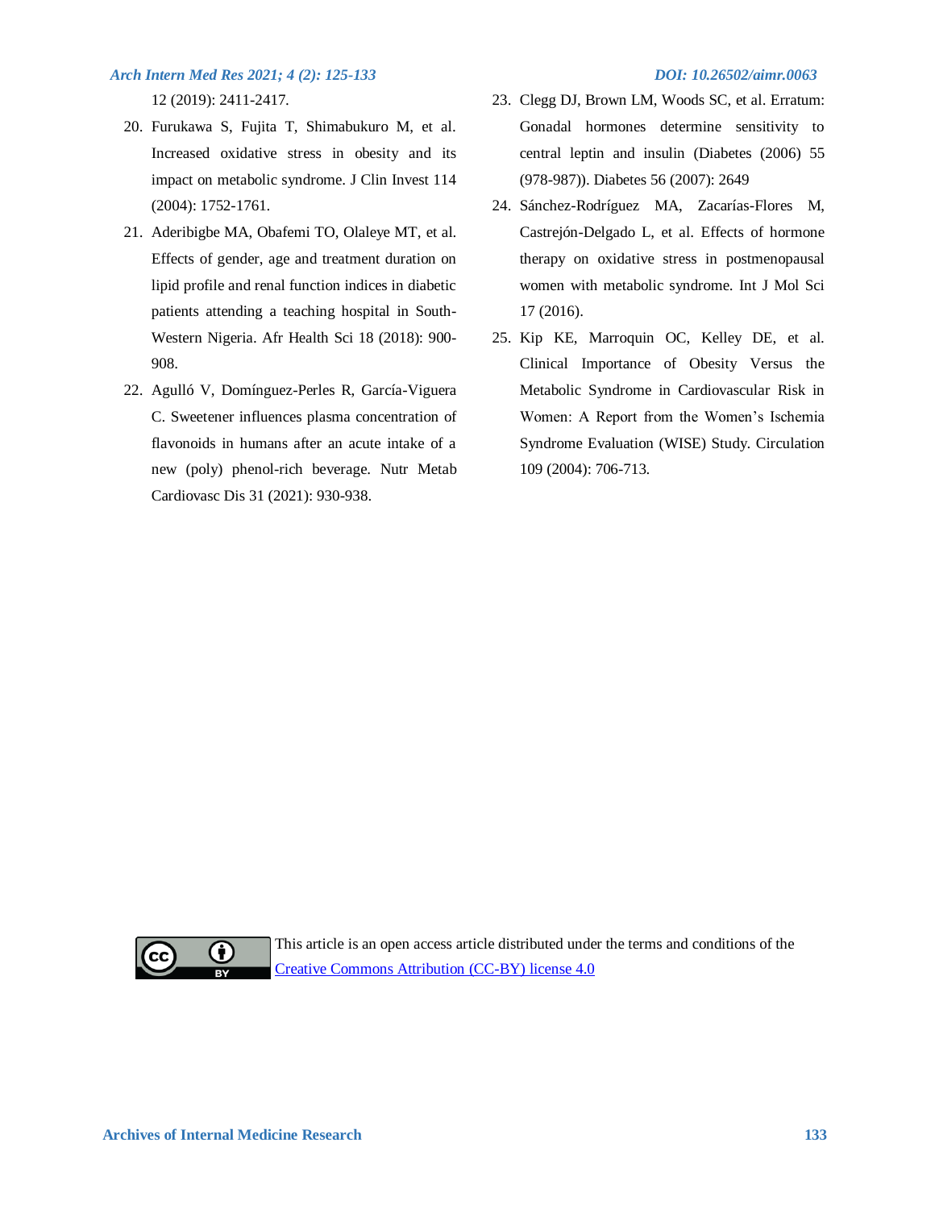12 (2019): 2411-2417.

20. Furukawa S, Fujita T, Shimabukuro M, et al. Increased oxidative stress in obesity and its impact on metabolic syndrome. J Clin Invest 114 (2004): 1752-1761.
21. Aderibigbe MA, Obafemi TO, Olaleye MT, et al. Effects of gender, age and treatment duration on lipid profile and renal function indices in diabetic patients attending a teaching hospital in South-Western Nigeria. Afr Health Sci 18 (2018): 900-908.
22. Agulló V, Domínguez-Perles R, García-Viguera C. Sweetener influences plasma concentration of flavonoids in humans after an acute intake of a new (poly) phenol-rich beverage. Nutr Metab Cardiovasc Dis 31 (2021): 930-938.
23. Clegg DJ, Brown LM, Woods SC, et al. Erratum: Gonadal hormones determine sensitivity to central leptin and insulin (Diabetes (2006) 55 (978-987)). Diabetes 56 (2007): 2649
24. Sánchez-Rodríguez MA, Zacarías-Flores M, Castrejón-Delgado L, et al. Effects of hormone therapy on oxidative stress in postmenopausal women with metabolic syndrome. Int J Mol Sci 17 (2016).
25. Kip KE, Marroquin OC, Kelley DE, et al. Clinical Importance of Obesity Versus the Metabolic Syndrome in Cardiovascular Risk in Women: A Report from the Women's Ischemia Syndrome Evaluation (WISE) Study. Circulation 109 (2004): 706-713.

This article is an open access article distributed under the terms and conditions of the [Creative Commons Attribution (CC-BY) license 4.0](https://creativecommons.org/licenses/by/4.0/)